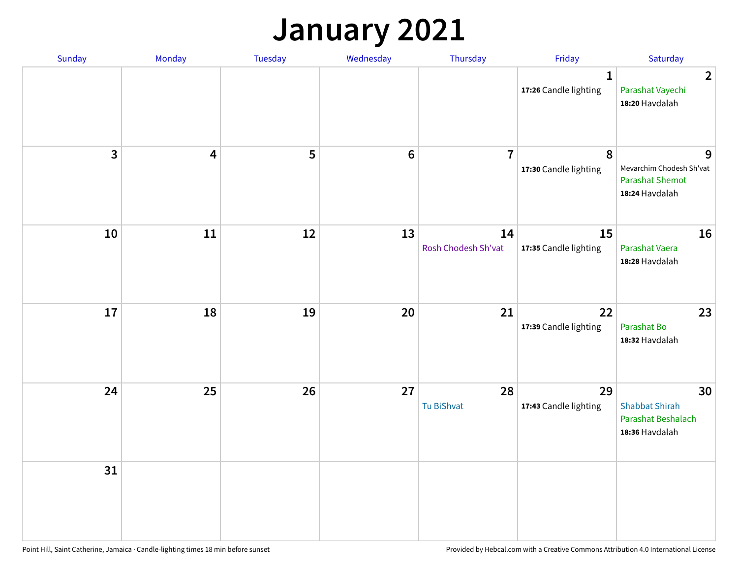# January 2021

| Sunday | Monday | Tuesday | Wednesday | Thursday | Friday | Saturday |
|---|---|---|---|---|---|---|
| | | | | | 1<br>**17:26** Candle lighting | 2<br>Parashat Vayechi<br>**18:20** Havdalah |
| 3 | 4 | 5 | 6 | 7 | 8<br>**17:30** Candle lighting | 9<br>Mevarchim Chodesh Sh'vat<br>Parashat Shemot<br>**18:24** Havdalah |
| 10 | 11 | 12 | 13 | 14<br>Rosh Chodesh Sh'vat | 15<br>**17:35** Candle lighting | 16<br>Parashat Vaera<br>**18:28** Havdalah |
| 17 | 18 | 19 | 20 | 21 | 22<br>**17:39** Candle lighting | 23<br>Parashat Bo<br>**18:32** Havdalah |
| 24 | 25 | 26 | 27 | 28<br>Tu BiShvat | 29<br>**17:43** Candle lighting | 30<br>Shabbat Shirah<br>Parashat Beshalach<br>**18:36** Havdalah |
| 31 | | | | | | |

Point Hill, Saint Catherine, Jamaica · Candle-lighting times 18 min before sunset

Provided by Hebcal.com with a Creative Commons Attribution 4.0 International License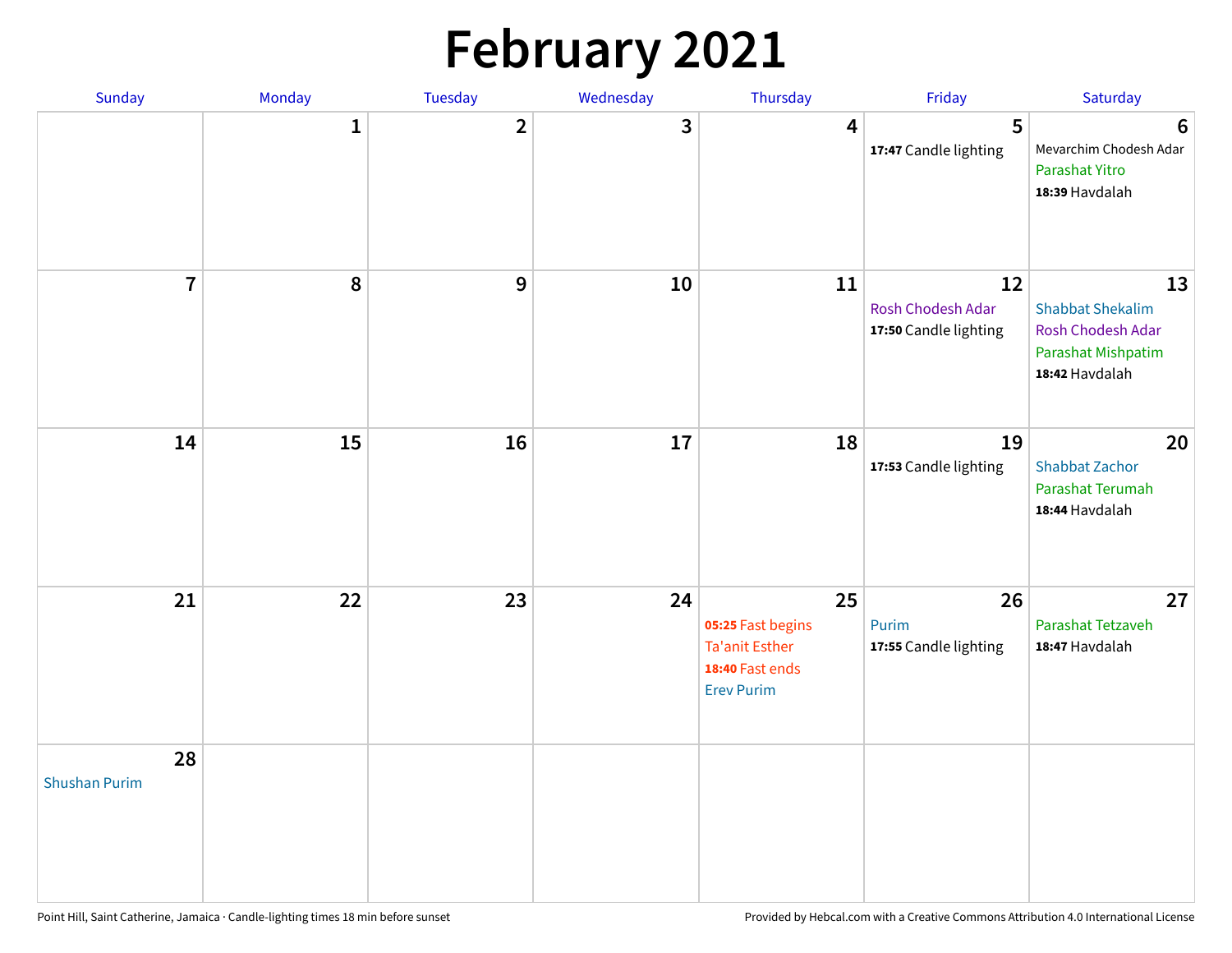# February 2021

| Sunday | Monday | Tuesday | Wednesday | Thursday | Friday | Saturday |
|---|---|---|---|---|---|---|
| | 1 | 2 | 3 | 4 | 5<br>**17:47** Candle lighting | 6<br>Mevarchim Chodesh Adar<br>Parashat Yitro<br>**18:39** Havdalah |
| 7 | 8 | 9 | 10 | 11 | 12<br>Rosh Chodesh Adar<br>**17:50** Candle lighting | 13<br>Shabbat Shekalim<br>Rosh Chodesh Adar<br>Parashat Mishpatim<br>**18:42** Havdalah |
| 14 | 15 | 16 | 17 | 18 | 19<br>**17:53** Candle lighting | 20<br>Shabbat Zachor<br>Parashat Terumah<br>**18:44** Havdalah |
| 21 | 22 | 23 | 24 | 25<br>**05:25** Fast begins<br>Ta'anit Esther<br>**18:40** Fast ends<br>Erev Purim | 26<br>Purim<br>**17:55** Candle lighting | 27<br>Parashat Tetzaveh<br>**18:47** Havdalah |
| 28<br>Shushan Purim | | | | | | |

Point Hill, Saint Catherine, Jamaica · Candle-lighting times 18 min before sunset

Provided by Hebcal.com with a Creative Commons Attribution 4.0 International License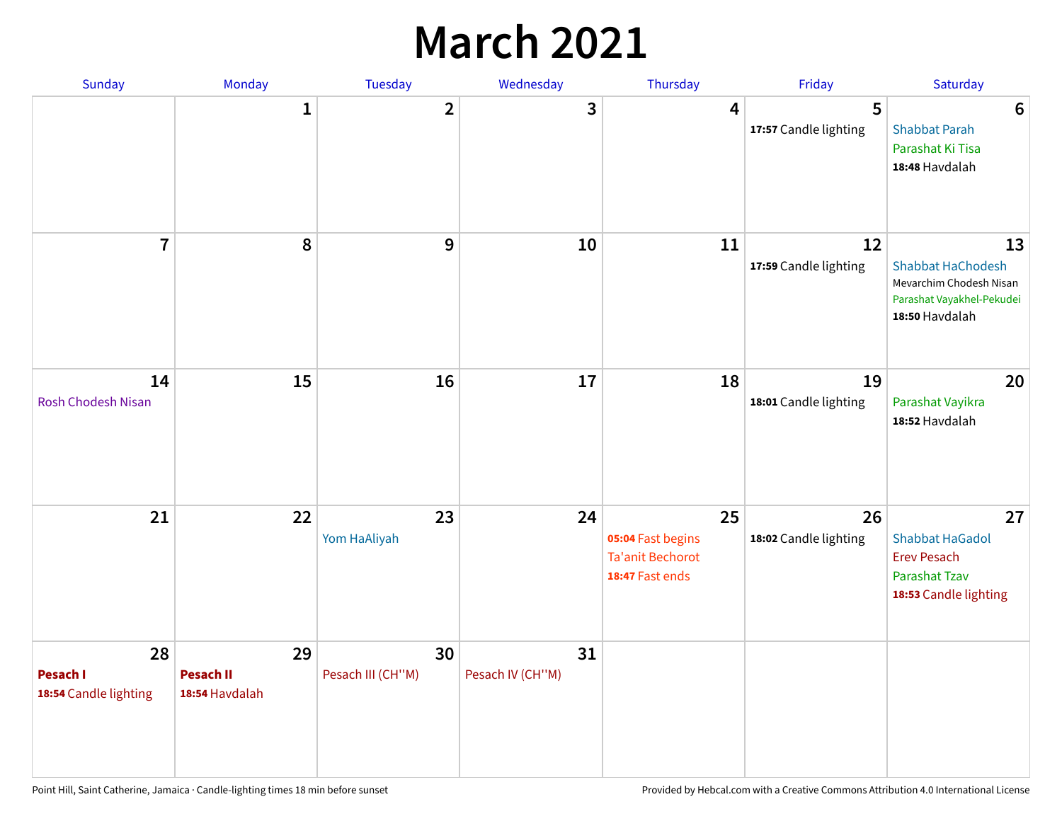# March 2021

| Sunday | Monday | Tuesday | Wednesday | Thursday | Friday | Saturday |
|---|---|---|---|---|---|---|
| | 1 | 2 | 3 | 4 | 5<br>**17:57** Candle lighting | 6<br>Shabbat Parah<br>Parashat Ki Tisa<br>**18:48** Havdalah |
| 7 | 8 | 9 | 10 | 11 | 12<br>**17:59** Candle lighting | 13<br>Shabbat HaChodesh<br>Mevarchim Chodesh Nisan<br>Parashat Vayakhel-Pekudei<br>**18:50** Havdalah |
| 14<br>Rosh Chodesh Nisan | 15 | 16 | 17 | 18 | 19<br>**18:01** Candle lighting | 20<br>Parashat Vayikra<br>**18:52** Havdalah |
| 21 | 22 | 23<br>Yom HaAliyah | 24 | 25<br>**05:04** Fast begins<br>Ta'anit Bechorot<br>**18:47** Fast ends | 26<br>**18:02** Candle lighting | 27<br>Shabbat HaGadol<br>Erev Pesach<br>Parashat Tzav<br>**18:53** Candle lighting |
| 28<br>**Pesach I**<br>**18:54** Candle lighting | 29<br>**Pesach II**<br>**18:54** Havdalah | 30<br>Pesach III (CH''M) | 31<br>Pesach IV (CH''M) | | | |

Point Hill, Saint Catherine, Jamaica · Candle-lighting times 18 min before sunset

Provided by Hebcal.com with a Creative Commons Attribution 4.0 International License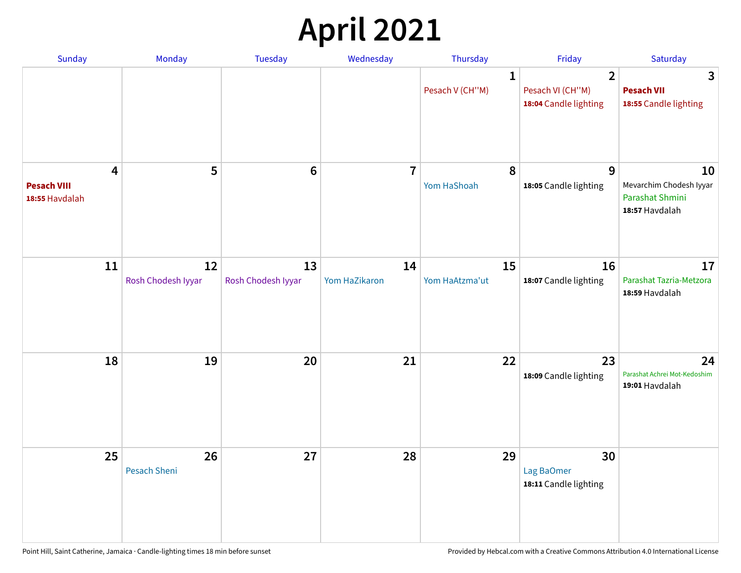# April 2021

| Sunday | Monday | Tuesday | Wednesday | Thursday | Friday | Saturday |
|---|---|---|---|---|---|---|
| | | | | **1**<br>Pesach V (CH''M) | **2**<br>Pesach VI (CH''M)<br>**18:04** Candle lighting | **3**<br>**Pesach VII**<br>**18:55** Candle lighting |
| **4**<br>**Pesach VIII**<br>**18:55** Havdalah | **5** | **6** | **7** | **8**<br>Yom HaShoah | **9**<br>**18:05** Candle lighting | **10**<br>Mevarchim Chodesh Iyyar<br>Parashat Shmini<br>**18:57** Havdalah |
| **11** | **12**<br>Rosh Chodesh Iyyar | **13**<br>Rosh Chodesh Iyyar | **14**<br>Yom HaZikaron | **15**<br>Yom HaAtzma'ut | **16**<br>**18:07** Candle lighting | **17**<br>Parashat Tazria-Metzora<br>**18:59** Havdalah |
| **18** | **19** | **20** | **21** | **22** | **23**<br>**18:09** Candle lighting | **24**<br>Parashat Achrei Mot-Kedoshim<br>**19:01** Havdalah |
| **25** | **26**<br>Pesach Sheni | **27** | **28** | **29** | **30**<br>Lag BaOmer<br>**18:11** Candle lighting | |

Point Hill, Saint Catherine, Jamaica · Candle-lighting times 18 min before sunset

Provided by Hebcal.com with a Creative Commons Attribution 4.0 International License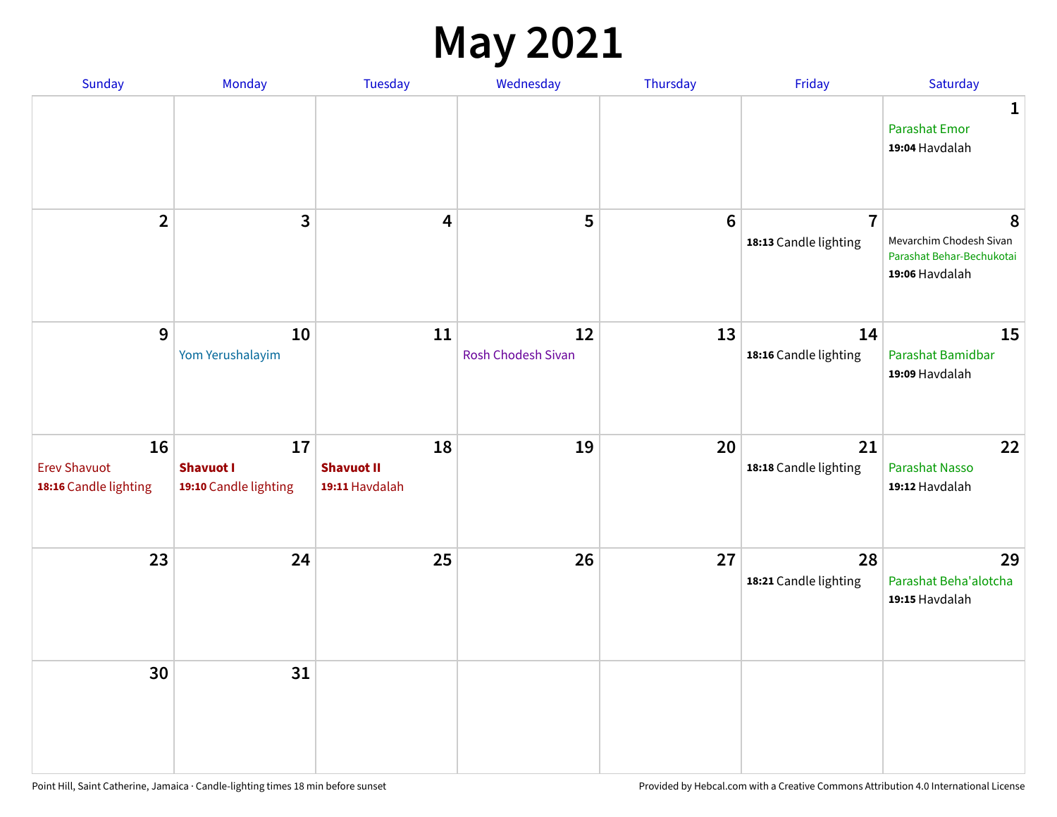# May 2021

| Sunday | Monday | Tuesday | Wednesday | Thursday | Friday | Saturday |
|---|---|---|---|---|---|---|
| | | | | | | **1**<br>Parashat Emor<br>**19:04** Havdalah |
| **2** | **3** | **4** | **5** | **6** | **7**<br>**18:13** Candle lighting | **8**<br>Mevarchim Chodesh Sivan<br>Parashat Behar-Bechukotai<br>**19:06** Havdalah |
| **9** | **10**<br>Yom Yerushalayim | **11** | **12**<br>Rosh Chodesh Sivan | **13** | **14**<br>**18:16** Candle lighting | **15**<br>Parashat Bamidbar<br>**19:09** Havdalah |
| **16**<br>Erev Shavuot<br>**18:16** Candle lighting | **17**<br>**Shavuot I**<br>**19:10** Candle lighting | **18**<br>**Shavuot II**<br>**19:11** Havdalah | **19** | **20** | **21**<br>**18:18** Candle lighting | **22**<br>Parashat Nasso<br>**19:12** Havdalah |
| **23** | **24** | **25** | **26** | **27** | **28**<br>**18:21** Candle lighting | **29**<br>Parashat Beha'alotcha<br>**19:15** Havdalah |
| **30** | **31** | | | | | |

Point Hill, Saint Catherine, Jamaica · Candle-lighting times 18 min before sunset

Provided by Hebcal.com with a Creative Commons Attribution 4.0 International License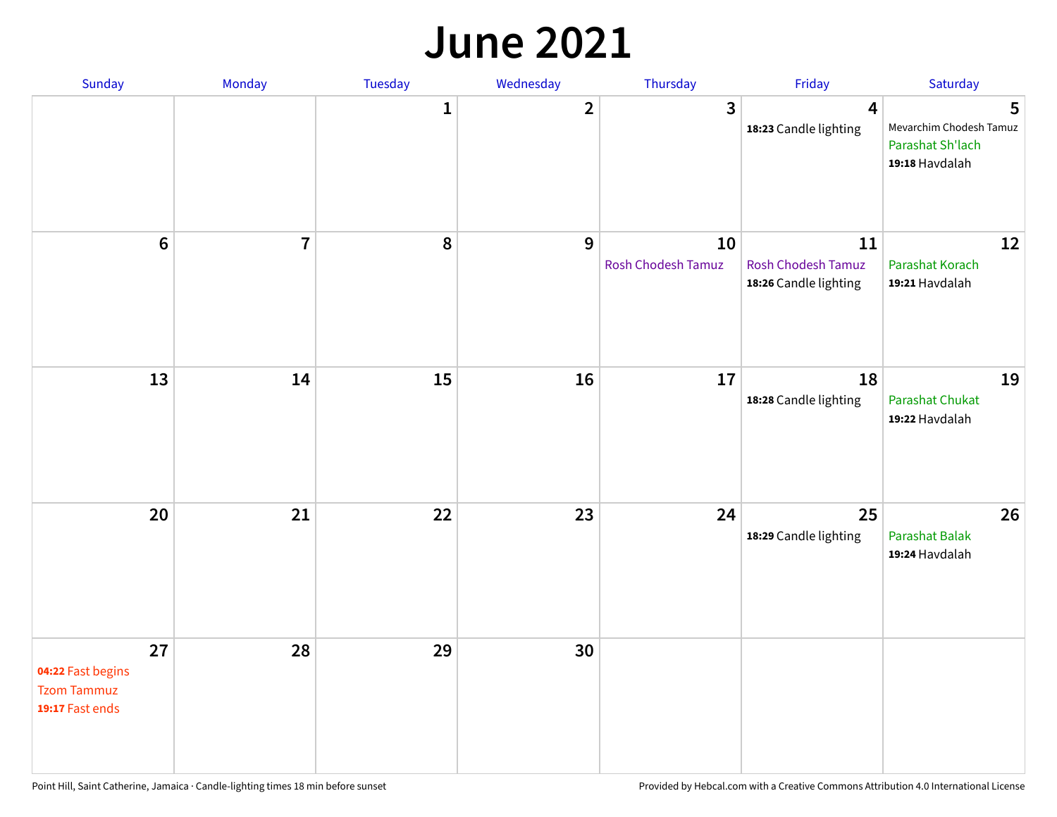# June 2021

| Sunday | Monday | Tuesday | Wednesday | Thursday | Friday | Saturday |
|---|---|---|---|---|---|---|
| | | 1 | 2 | 3 | 4<br>**18:23** Candle lighting | 5<br>Mevarchim Chodesh Tamuz<br>Parashat Sh'lach<br>**19:18** Havdalah |
| 6 | 7 | 8 | 9 | 10<br>Rosh Chodesh Tamuz | 11<br>Rosh Chodesh Tamuz<br>**18:26** Candle lighting | 12<br>Parashat Korach<br>**19:21** Havdalah |
| 13 | 14 | 15 | 16 | 17 | 18<br>**18:28** Candle lighting | 19<br>Parashat Chukat<br>**19:22** Havdalah |
| 20 | 21 | 22 | 23 | 24 | 25<br>**18:29** Candle lighting | 26<br>Parashat Balak<br>**19:24** Havdalah |
| 27<br>**04:22** Fast begins<br>Tzom Tammuz<br>**19:17** Fast ends | 28 | 29 | 30 | | | |

Point Hill, Saint Catherine, Jamaica · Candle-lighting times 18 min before sunset

Provided by Hebcal.com with a Creative Commons Attribution 4.0 International License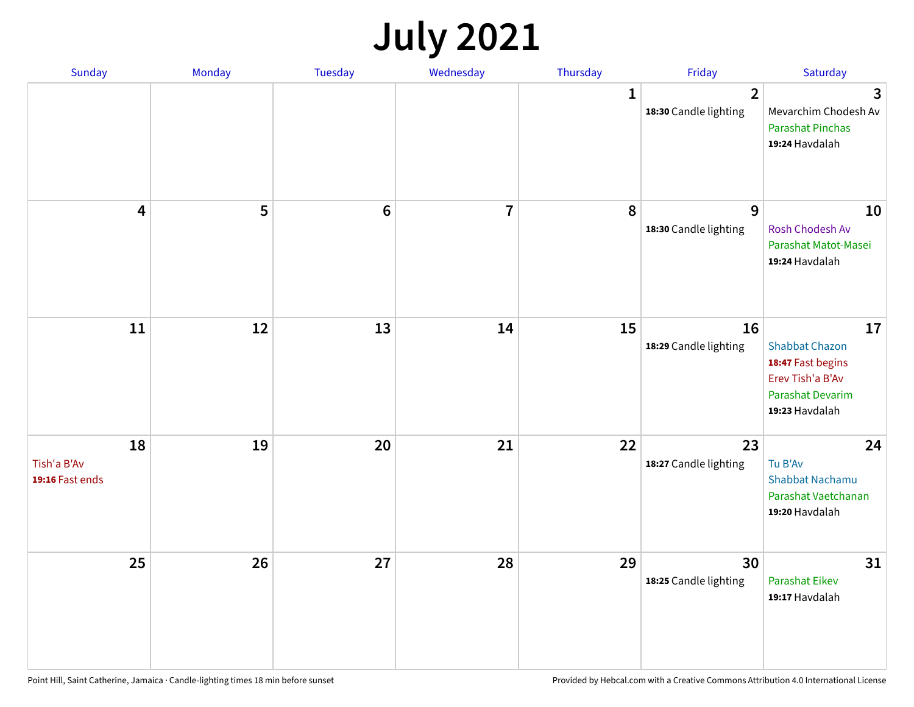# July 2021

| Sunday | Monday | Tuesday | Wednesday | Thursday | Friday | Saturday |
|---|---|---|---|---|---|---|
| | | | | 1 | 2<br>**18:30** Candle lighting | 3<br>Mevarchim Chodesh Av<br>Parashat Pinchas<br>**19:24** Havdalah |
| 4 | 5 | 6 | 7 | 8 | 9<br>**18:30** Candle lighting | 10<br>Rosh Chodesh Av<br>Parashat Matot-Masei<br>**19:24** Havdalah |
| 11 | 12 | 13 | 14 | 15 | 16<br>**18:29** Candle lighting | 17<br>Shabbat Chazon<br>**18:47** Fast begins<br>Erev Tish'a B'Av<br>Parashat Devarim<br>**19:23** Havdalah |
| 18<br>Tish'a B'Av<br>**19:16** Fast ends | 19 | 20 | 21 | 22 | 23<br>**18:27** Candle lighting | 24<br>Tu B'Av<br>Shabbat Nachamu<br>Parashat Vaetchanan<br>**19:20** Havdalah |
| 25 | 26 | 27 | 28 | 29 | 30<br>**18:25** Candle lighting | 31<br>Parashat Eikev<br>**19:17** Havdalah |

Point Hill, Saint Catherine, Jamaica · Candle-lighting times 18 min before sunset

Provided by Hebcal.com with a Creative Commons Attribution 4.0 International License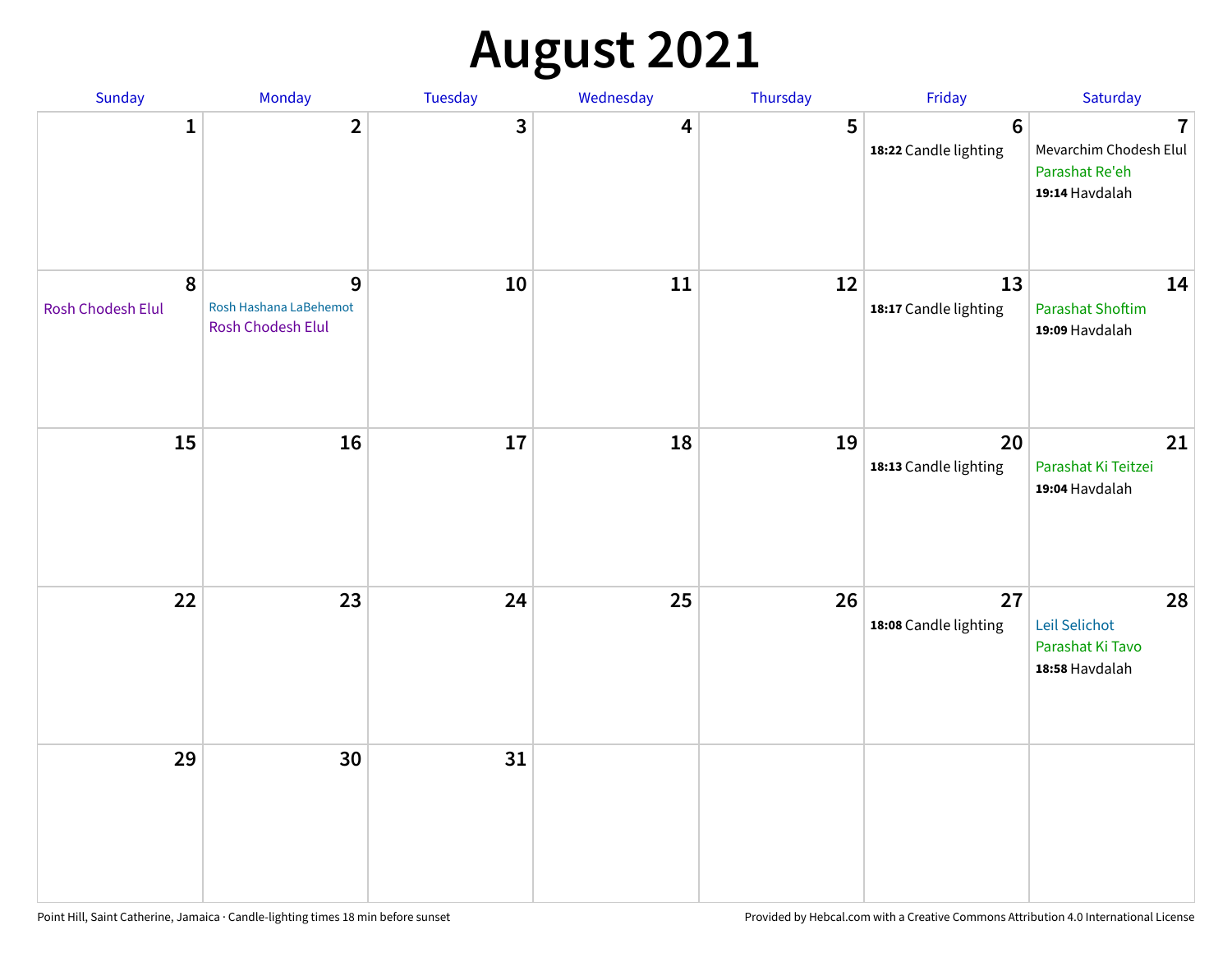# August 2021

| Sunday | Monday | Tuesday | Wednesday | Thursday | Friday | Saturday |
| --- | --- | --- | --- | --- | --- | --- |
| 1 | 2 | 3 | 4 | 5 | 6<br>**18:22** Candle lighting | 7<br>Mevarchim Chodesh Elul<br>Parashat Re'eh<br>**19:14** Havdalah |
| 8<br>Rosh Chodesh Elul | 9<br>Rosh Hashana LaBehemot<br>Rosh Chodesh Elul | 10 | 11 | 12 | 13<br>**18:17** Candle lighting | 14<br>Parashat Shoftim<br>**19:09** Havdalah |
| 15 | 16 | 17 | 18 | 19 | 20<br>**18:13** Candle lighting | 21<br>Parashat Ki Teitzei<br>**19:04** Havdalah |
| 22 | 23 | 24 | 25 | 26 | 27<br>**18:08** Candle lighting | 28<br>Leil Selichot<br>Parashat Ki Tavo<br>**18:58** Havdalah |
| 29 | 30 | 31 | | | | |

Point Hill, Saint Catherine, Jamaica · Candle-lighting times 18 min before sunset

Provided by Hebcal.com with a Creative Commons Attribution 4.0 International License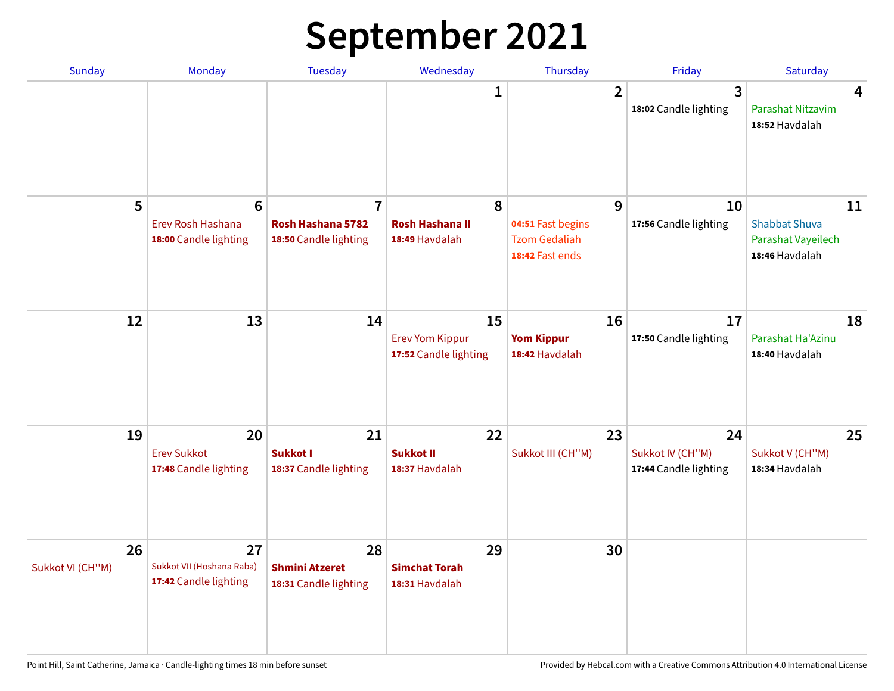# September 2021

| Sunday | Monday | Tuesday | Wednesday | Thursday | Friday | Saturday |
|---|---|---|---|---|---|---|
| | | | 1 | 2 | 3<br>**18:02** Candle lighting | 4<br>Parashat Nitzavim<br>**18:52** Havdalah |
| 5 | 6<br>Erev Rosh Hashana<br>**18:00** Candle lighting | 7<br>**Rosh Hashana 5782**<br>**18:50** Candle lighting | 8<br>**Rosh Hashana II**<br>**18:49** Havdalah | 9<br>**04:51** Fast begins<br>Tzom Gedaliah<br>**18:42** Fast ends | 10<br>**17:56** Candle lighting | 11<br>Shabbat Shuva<br>Parashat Vayeilech<br>**18:46** Havdalah |
| 12 | 13 | 14 | 15<br>Erev Yom Kippur<br>**17:52** Candle lighting | 16<br>**Yom Kippur**<br>**18:42** Havdalah | 17<br>**17:50** Candle lighting | 18<br>Parashat Ha'Azinu<br>**18:40** Havdalah |
| 19 | 20<br>Erev Sukkot<br>**17:48** Candle lighting | 21<br>**Sukkot I**<br>**18:37** Candle lighting | 22<br>**Sukkot II**<br>**18:37** Havdalah | 23<br>Sukkot III (CH''M) | 24<br>Sukkot IV (CH''M)<br>**17:44** Candle lighting | 25<br>Sukkot V (CH''M)<br>**18:34** Havdalah |
| 26<br>Sukkot VI (CH''M) | 27<br>Sukkot VII (Hoshana Raba)<br>**17:42** Candle lighting | 28<br>**Shmini Atzeret**<br>**18:31** Candle lighting | 29<br>**Simchat Torah**<br>**18:31** Havdalah | 30 | | |

Point Hill, Saint Catherine, Jamaica · Candle-lighting times 18 min before sunset

Provided by Hebcal.com with a Creative Commons Attribution 4.0 International License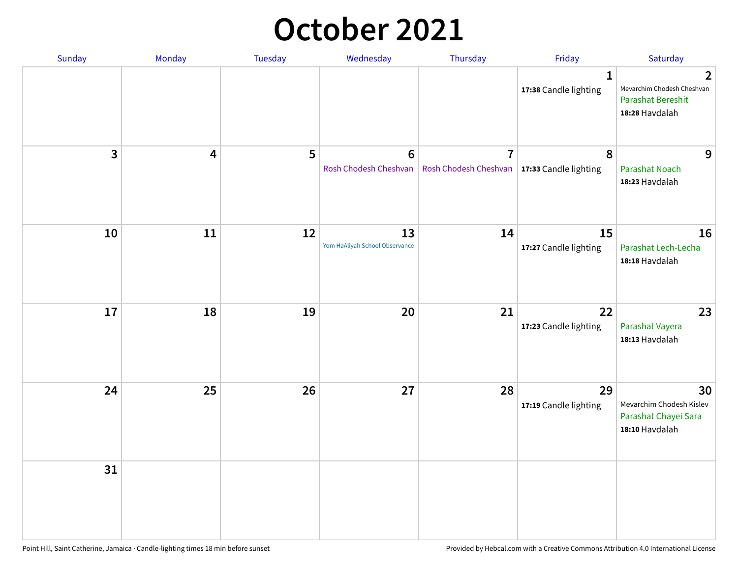# October 2021

| Sunday | Monday | Tuesday | Wednesday | Thursday | Friday | Saturday |
|---|---|---|---|---|---|---|
| | | | | | 1<br>**17:38** Candle lighting | 2<br>Mevarchim Chodesh Cheshvan<br>Parashat Bereshit<br>**18:28** Havdalah |
| 3 | 4 | 5 | 6<br>Rosh Chodesh Cheshvan | 7<br>Rosh Chodesh Cheshvan | 8<br>**17:33** Candle lighting | 9<br>Parashat Noach<br>**18:23** Havdalah |
| 10 | 11 | 12 | 13<br>Yom HaAliyah School Observance | 14 | 15<br>**17:27** Candle lighting | 16<br>Parashat Lech-Lecha<br>**18:18** Havdalah |
| 17 | 18 | 19 | 20 | 21 | 22<br>**17:23** Candle lighting | 23<br>Parashat Vayera<br>**18:13** Havdalah |
| 24 | 25 | 26 | 27 | 28 | 29<br>**17:19** Candle lighting | 30<br>Mevarchim Chodesh Kislev<br>Parashat Chayei Sara<br>**18:10** Havdalah |
| 31 | | | | | | |

Point Hill, Saint Catherine, Jamaica · Candle-lighting times 18 min before sunset

Provided by Hebcal.com with a Creative Commons Attribution 4.0 International License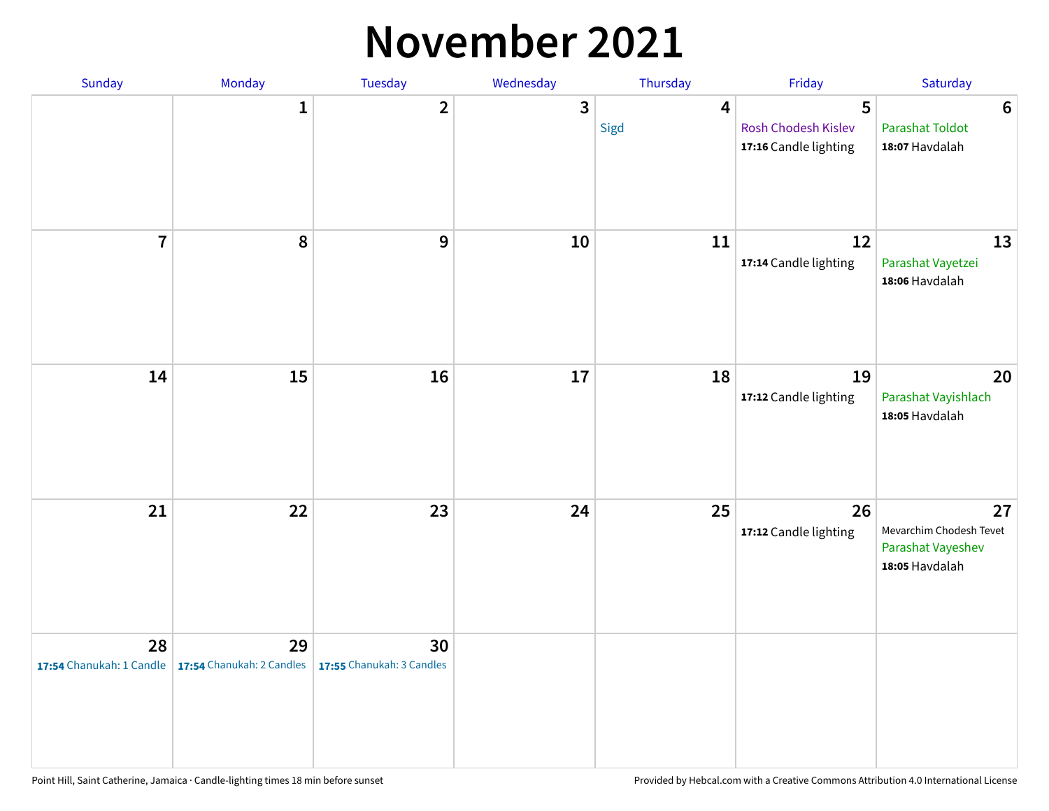# November 2021

| Sunday | Monday | Tuesday | Wednesday | Thursday | Friday | Saturday |
|---|---|---|---|---|---|---|
| | 1 | 2 | 3 | 4<br>Sigd | 5<br>Rosh Chodesh Kislev<br>**17:16** Candle lighting | 6<br>Parashat Toldot<br>**18:07** Havdalah |
| 7 | 8 | 9 | 10 | 11 | 12<br>**17:14** Candle lighting | 13<br>Parashat Vayetzei<br>**18:06** Havdalah |
| 14 | 15 | 16 | 17 | 18 | 19<br>**17:12** Candle lighting | 20<br>Parashat Vayishlach<br>**18:05** Havdalah |
| 21 | 22 | 23 | 24 | 25 | 26<br>**17:12** Candle lighting | 27<br>Mevarchim Chodesh Tevet<br>Parashat Vayeshev<br>**18:05** Havdalah |
| 28<br>**17:54** Chanukah: 1 Candle | 29<br>**17:54** Chanukah: 2 Candles | 30<br>**17:55** Chanukah: 3 Candles | | | | |

Point Hill, Saint Catherine, Jamaica · Candle-lighting times 18 min before sunset

Provided by Hebcal.com with a Creative Commons Attribution 4.0 International License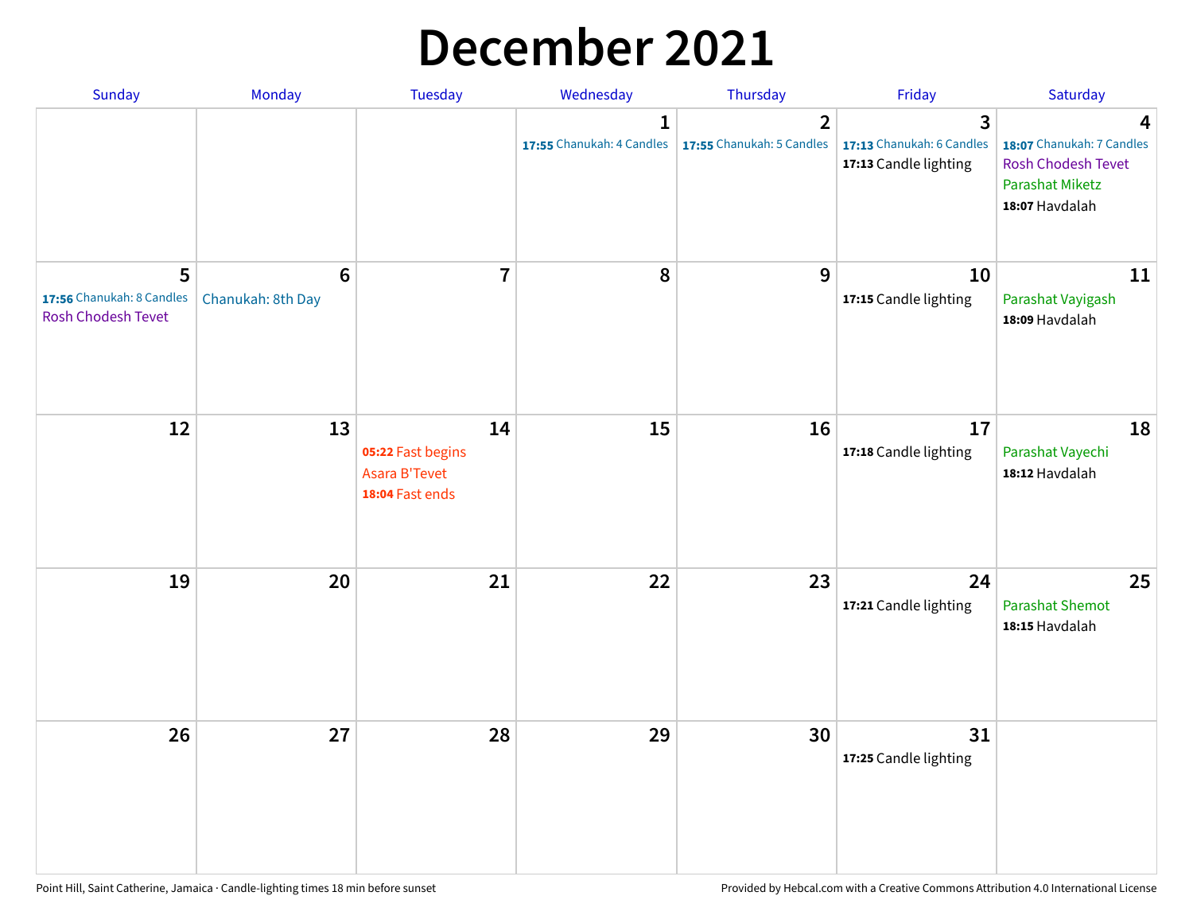# December 2021

| Sunday | Monday | Tuesday | Wednesday | Thursday | Friday | Saturday |
|---|---|---|---|---|---|---|
| | | | 1<br>**17:55** Chanukah: 4 Candles | 2<br>**17:55** Chanukah: 5 Candles | 3<br>**17:13** Chanukah: 6 Candles<br>**17:13** Candle lighting | 4<br>**18:07** Chanukah: 7 Candles<br>Rosh Chodesh Tevet<br>Parashat Miketz<br>**18:07** Havdalah |
| 5<br>**17:56** Chanukah: 8 Candles<br>Rosh Chodesh Tevet | 6<br>Chanukah: 8th Day | 7 | 8 | 9 | 10<br>**17:15** Candle lighting | 11<br>Parashat Vayigash<br>**18:09** Havdalah |
| 12 | 13 | 14<br>**05:22** Fast begins<br>Asara B'Tevet<br>**18:04** Fast ends | 15 | 16 | 17<br>**17:18** Candle lighting | 18<br>Parashat Vayechi<br>**18:12** Havdalah |
| 19 | 20 | 21 | 22 | 23 | 24<br>**17:21** Candle lighting | 25<br>Parashat Shemot<br>**18:15** Havdalah |
| 26 | 27 | 28 | 29 | 30 | 31<br>**17:25** Candle lighting | |

Point Hill, Saint Catherine, Jamaica · Candle-lighting times 18 min before sunset

Provided by Hebcal.com with a Creative Commons Attribution 4.0 International License